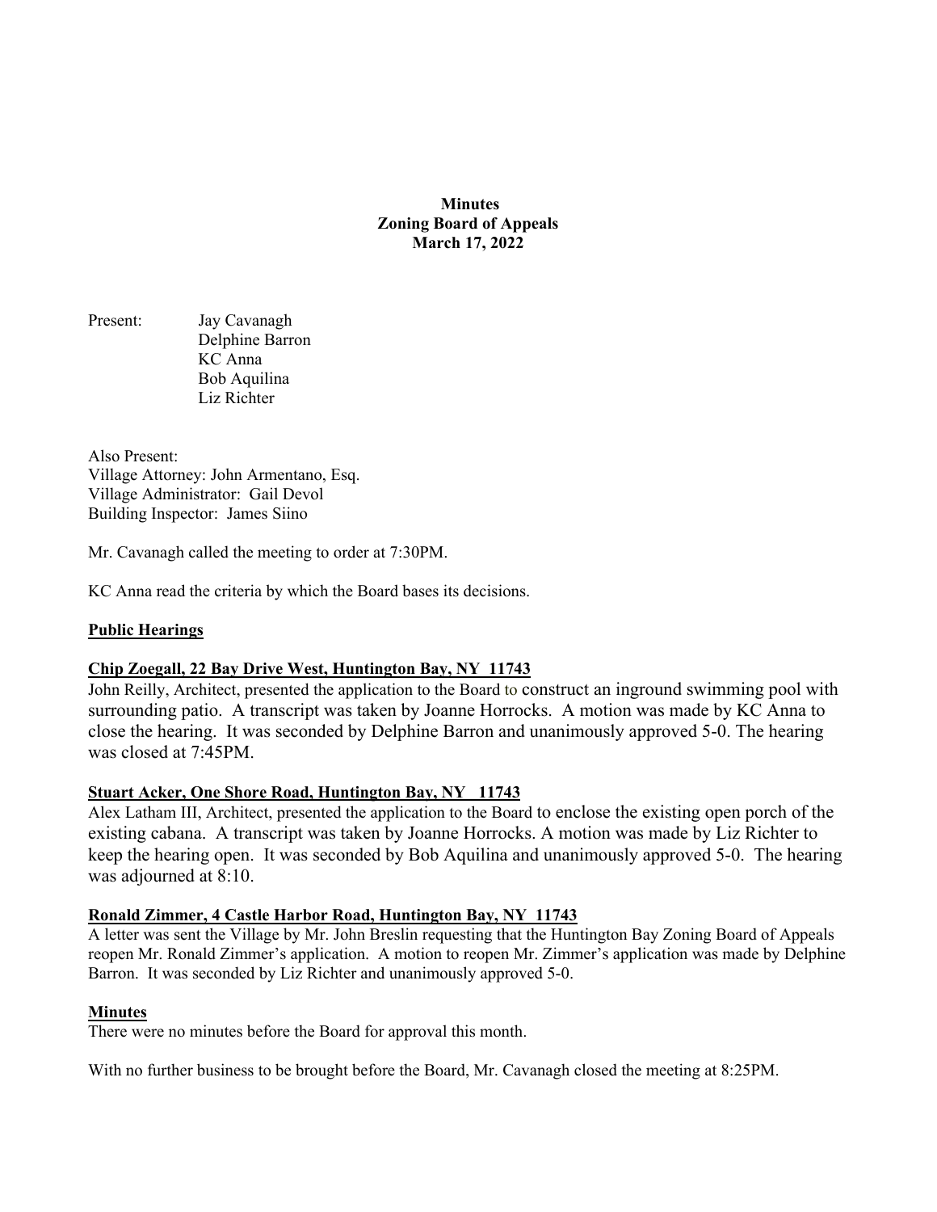**Minutes**
**Zoning Board of Appeals**
**March 17, 2022**

Present:
Jay Cavanagh
Delphine Barron
KC Anna
Bob Aquilina
Liz Richter

Also Present:
Village Attorney: John Armentano, Esq.
Village Administrator: Gail Devol
Building Inspector: James Siino

Mr. Cavanagh called the meeting to order at 7:30PM.

KC Anna read the criteria by which the Board bases its decisions.

## **Public Hearings**

### **Chip Zoegall, 22 Bay Drive West, Huntington Bay, NY 11743**

John Reilly, Architect, presented the application to the Board to construct an inground swimming pool with surrounding patio. A transcript was taken by Joanne Horrocks. A motion was made by KC Anna to close the hearing. It was seconded by Delphine Barron and unanimously approved 5-0. The hearing was closed at 7:45PM.

### **Stuart Acker, One Shore Road, Huntington Bay, NY 11743**

Alex Latham III, Architect, presented the application to the Board to enclose the existing open porch of the existing cabana. A transcript was taken by Joanne Horrocks. A motion was made by Liz Richter to keep the hearing open. It was seconded by Bob Aquilina and unanimously approved 5-0. The hearing was adjourned at 8:10.

### **Ronald Zimmer, 4 Castle Harbor Road, Huntington Bay, NY 11743**

A letter was sent the Village by Mr. John Breslin requesting that the Huntington Bay Zoning Board of Appeals reopen Mr. Ronald Zimmer's application. A motion to reopen Mr. Zimmer's application was made by Delphine Barron. It was seconded by Liz Richter and unanimously approved 5-0.

## **Minutes**

There were no minutes before the Board for approval this month.

With no further business to be brought before the Board, Mr. Cavanagh closed the meeting at 8:25PM.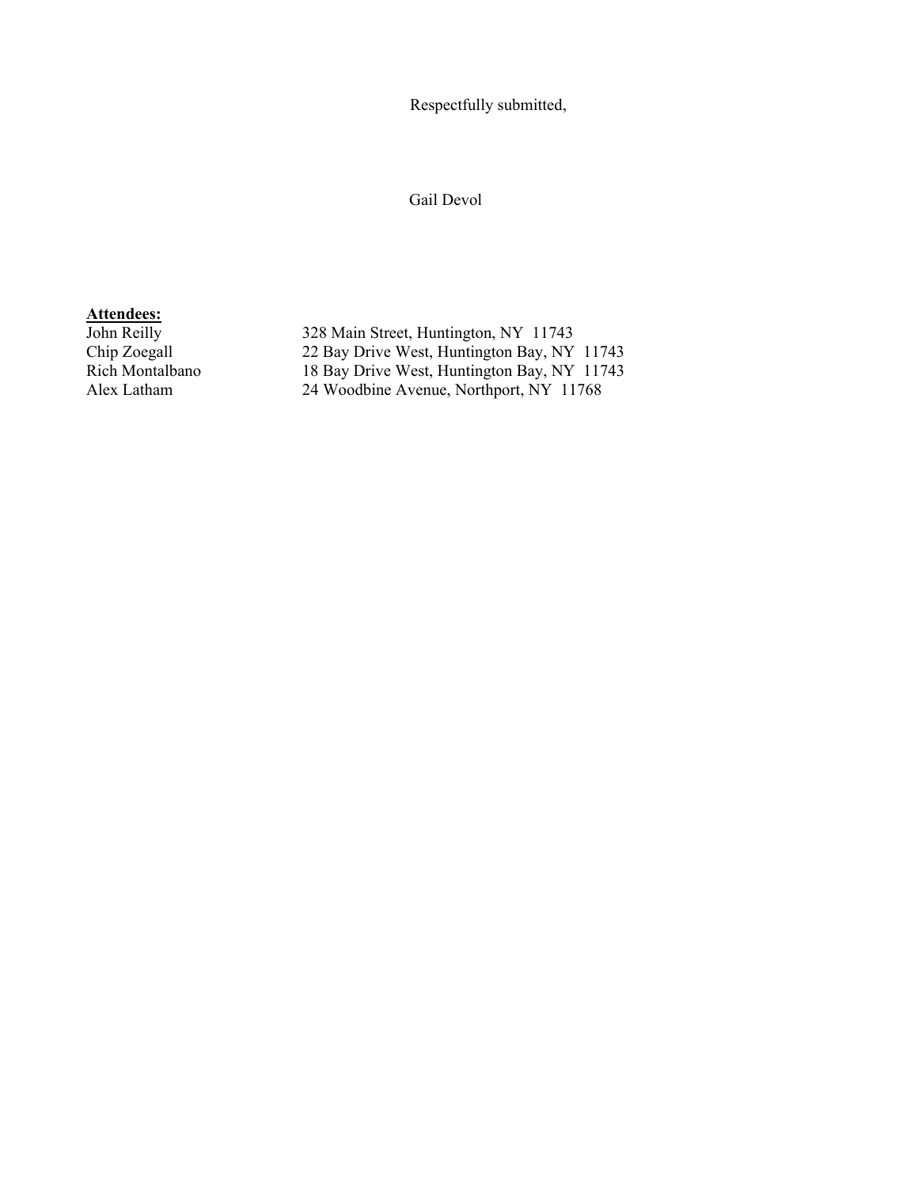Respectfully submitted,

Gail Devol

**Attendees:**

| | |
|---|---|
| John Reilly | 328 Main Street, Huntington, NY 11743 |
| Chip Zoegall | 22 Bay Drive West, Huntington Bay, NY 11743 |
| Rich Montalbano | 18 Bay Drive West, Huntington Bay, NY 11743 |
| Alex Latham | 24 Woodbine Avenue, Northport, NY 11768 |